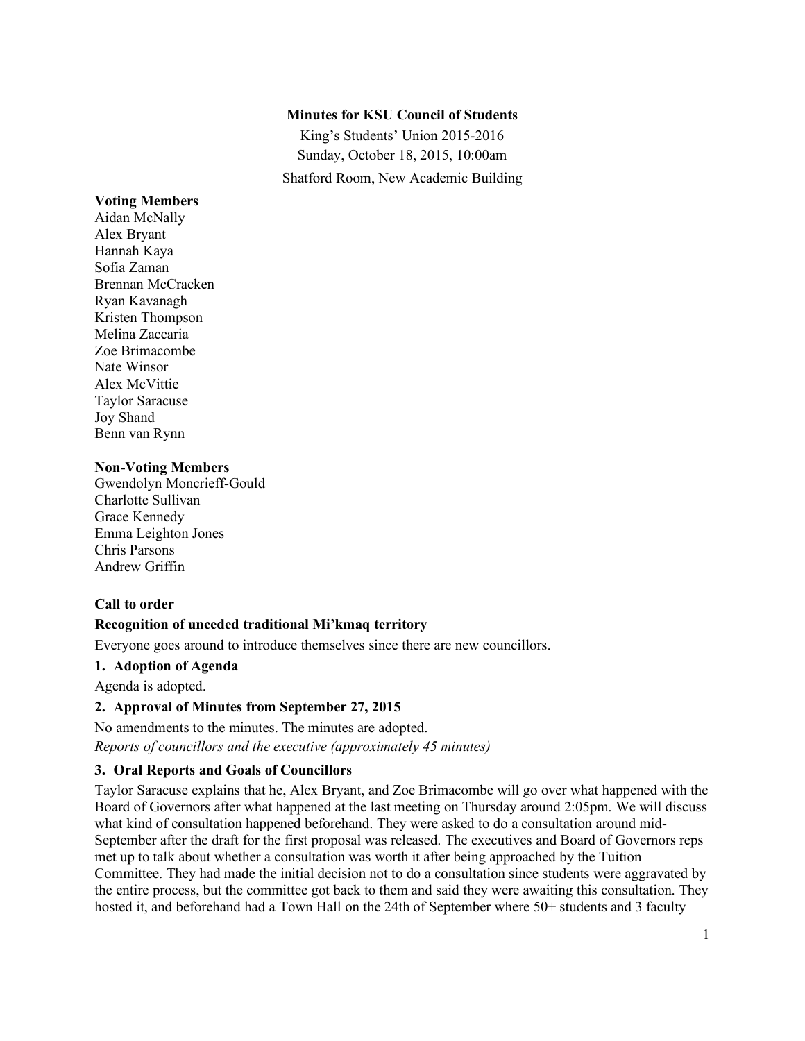**Minutes for KSU Council of Students**

King's Students' Union 2015-2016

Sunday, October 18, 2015, 10:00am

Shatford Room, New Academic Building

**Voting Members**

Aidan McNally
Alex Bryant
Hannah Kaya
Sofia Zaman
Brennan McCracken
Ryan Kavanagh
Kristen Thompson
Melina Zaccaria
Zoe Brimacombe
Nate Winsor
Alex McVittie
Taylor Saracuse
Joy Shand
Benn van Rynn

**Non-Voting Members**

Gwendolyn Moncrieff-Gould
Charlotte Sullivan
Grace Kennedy
Emma Leighton Jones
Chris Parsons
Andrew Griffin

**Call to order**

**Recognition of unceded traditional Mi'kmaq territory**

Everyone goes around to introduce themselves since there are new councillors.

**1. Adoption of Agenda**

Agenda is adopted.

**2. Approval of Minutes from September 27, 2015**

No amendments to the minutes. The minutes are adopted.

*Reports of councillors and the executive (approximately 45 minutes)*

**3. Oral Reports and Goals of Councillors**

Taylor Saracuse explains that he, Alex Bryant, and Zoe Brimacombe will go over what happened with the Board of Governors after what happened at the last meeting on Thursday around 2:05pm. We will discuss what kind of consultation happened beforehand. They were asked to do a consultation around mid-September after the draft for the first proposal was released. The executives and Board of Governors reps met up to talk about whether a consultation was worth it after being approached by the Tuition Committee. They had made the initial decision not to do a consultation since students were aggravated by the entire process, but the committee got back to them and said they were awaiting this consultation. They hosted it, and beforehand had a Town Hall on the 24th of September where 50+ students and 3 faculty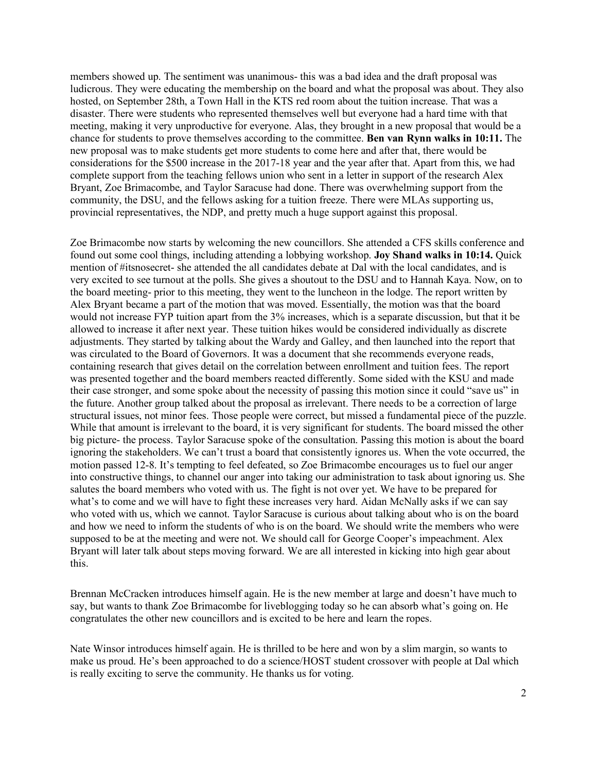members showed up. The sentiment was unanimous- this was a bad idea and the draft proposal was ludicrous. They were educating the membership on the board and what the proposal was about. They also hosted, on September 28th, a Town Hall in the KTS red room about the tuition increase. That was a disaster. There were students who represented themselves well but everyone had a hard time with that meeting, making it very unproductive for everyone. Alas, they brought in a new proposal that would be a chance for students to prove themselves according to the committee. **Ben van Rynn walks in 10:11.** The new proposal was to make students get more students to come here and after that, there would be considerations for the $500 increase in the 2017-18 year and the year after that. Apart from this, we had complete support from the teaching fellows union who sent in a letter in support of the research Alex Bryant, Zoe Brimacombe, and Taylor Saracuse had done. There was overwhelming support from the community, the DSU, and the fellows asking for a tuition freeze. There were MLAs supporting us, provincial representatives, the NDP, and pretty much a huge support against this proposal.

Zoe Brimacombe now starts by welcoming the new councillors. She attended a CFS skills conference and found out some cool things, including attending a lobbying workshop. **Joy Shand walks in 10:14.** Quick mention of #itsnosecret- she attended the all candidates debate at Dal with the local candidates, and is very excited to see turnout at the polls. She gives a shoutout to the DSU and to Hannah Kaya. Now, on to the board meeting- prior to this meeting, they went to the luncheon in the lodge. The report written by Alex Bryant became a part of the motion that was moved. Essentially, the motion was that the board would not increase FYP tuition apart from the 3% increases, which is a separate discussion, but that it be allowed to increase it after next year. These tuition hikes would be considered individually as discrete adjustments. They started by talking about the Wardy and Galley, and then launched into the report that was circulated to the Board of Governors. It was a document that she recommends everyone reads, containing research that gives detail on the correlation between enrollment and tuition fees. The report was presented together and the board members reacted differently. Some sided with the KSU and made their case stronger, and some spoke about the necessity of passing this motion since it could "save us" in the future. Another group talked about the proposal as irrelevant. There needs to be a correction of large structural issues, not minor fees. Those people were correct, but missed a fundamental piece of the puzzle. While that amount is irrelevant to the board, it is very significant for students. The board missed the other big picture- the process. Taylor Saracuse spoke of the consultation. Passing this motion is about the board ignoring the stakeholders. We can't trust a board that consistently ignores us. When the vote occurred, the motion passed 12-8. It's tempting to feel defeated, so Zoe Brimacombe encourages us to fuel our anger into constructive things, to channel our anger into taking our administration to task about ignoring us. She salutes the board members who voted with us. The fight is not over yet. We have to be prepared for what's to come and we will have to fight these increases very hard. Aidan McNally asks if we can say who voted with us, which we cannot. Taylor Saracuse is curious about talking about who is on the board and how we need to inform the students of who is on the board. We should write the members who were supposed to be at the meeting and were not. We should call for George Cooper's impeachment. Alex Bryant will later talk about steps moving forward. We are all interested in kicking into high gear about this.

Brennan McCracken introduces himself again. He is the new member at large and doesn't have much to say, but wants to thank Zoe Brimacombe for liveblogging today so he can absorb what's going on. He congratulates the other new councillors and is excited to be here and learn the ropes.

Nate Winsor introduces himself again. He is thrilled to be here and won by a slim margin, so wants to make us proud. He's been approached to do a science/HOST student crossover with people at Dal which is really exciting to serve the community. He thanks us for voting.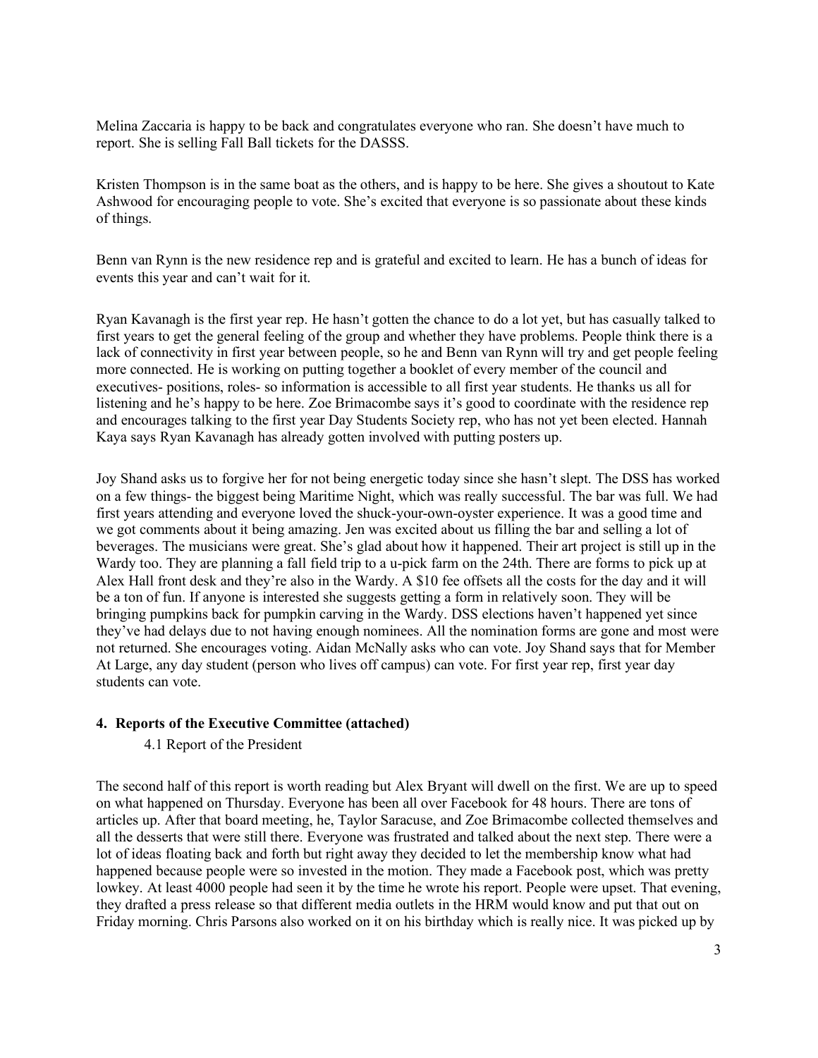Melina Zaccaria is happy to be back and congratulates everyone who ran. She doesn't have much to report. She is selling Fall Ball tickets for the DASSS.

Kristen Thompson is in the same boat as the others, and is happy to be here. She gives a shoutout to Kate Ashwood for encouraging people to vote. She's excited that everyone is so passionate about these kinds of things.

Benn van Rynn is the new residence rep and is grateful and excited to learn. He has a bunch of ideas for events this year and can't wait for it.

Ryan Kavanagh is the first year rep. He hasn't gotten the chance to do a lot yet, but has casually talked to first years to get the general feeling of the group and whether they have problems. People think there is a lack of connectivity in first year between people, so he and Benn van Rynn will try and get people feeling more connected. He is working on putting together a booklet of every member of the council and executives- positions, roles- so information is accessible to all first year students. He thanks us all for listening and he's happy to be here. Zoe Brimacombe says it's good to coordinate with the residence rep and encourages talking to the first year Day Students Society rep, who has not yet been elected. Hannah Kaya says Ryan Kavanagh has already gotten involved with putting posters up.

Joy Shand asks us to forgive her for not being energetic today since she hasn't slept. The DSS has worked on a few things- the biggest being Maritime Night, which was really successful. The bar was full. We had first years attending and everyone loved the shuck-your-own-oyster experience. It was a good time and we got comments about it being amazing. Jen was excited about us filling the bar and selling a lot of beverages. The musicians were great. She's glad about how it happened. Their art project is still up in the Wardy too. They are planning a fall field trip to a u-pick farm on the 24th. There are forms to pick up at Alex Hall front desk and they're also in the Wardy. A $10 fee offsets all the costs for the day and it will be a ton of fun. If anyone is interested she suggests getting a form in relatively soon. They will be bringing pumpkins back for pumpkin carving in the Wardy. DSS elections haven't happened yet since they've had delays due to not having enough nominees. All the nomination forms are gone and most were not returned. She encourages voting. Aidan McNally asks who can vote. Joy Shand says that for Member At Large, any day student (person who lives off campus) can vote. For first year rep, first year day students can vote.

## 4. Reports of the Executive Committee (attached)

4.1 Report of the President

The second half of this report is worth reading but Alex Bryant will dwell on the first. We are up to speed on what happened on Thursday. Everyone has been all over Facebook for 48 hours. There are tons of articles up. After that board meeting, he, Taylor Saracuse, and Zoe Brimacombe collected themselves and all the desserts that were still there. Everyone was frustrated and talked about the next step. There were a lot of ideas floating back and forth but right away they decided to let the membership know what had happened because people were so invested in the motion. They made a Facebook post, which was pretty lowkey. At least 4000 people had seen it by the time he wrote his report. People were upset. That evening, they drafted a press release so that different media outlets in the HRM would know and put that out on Friday morning. Chris Parsons also worked on it on his birthday which is really nice. It was picked up by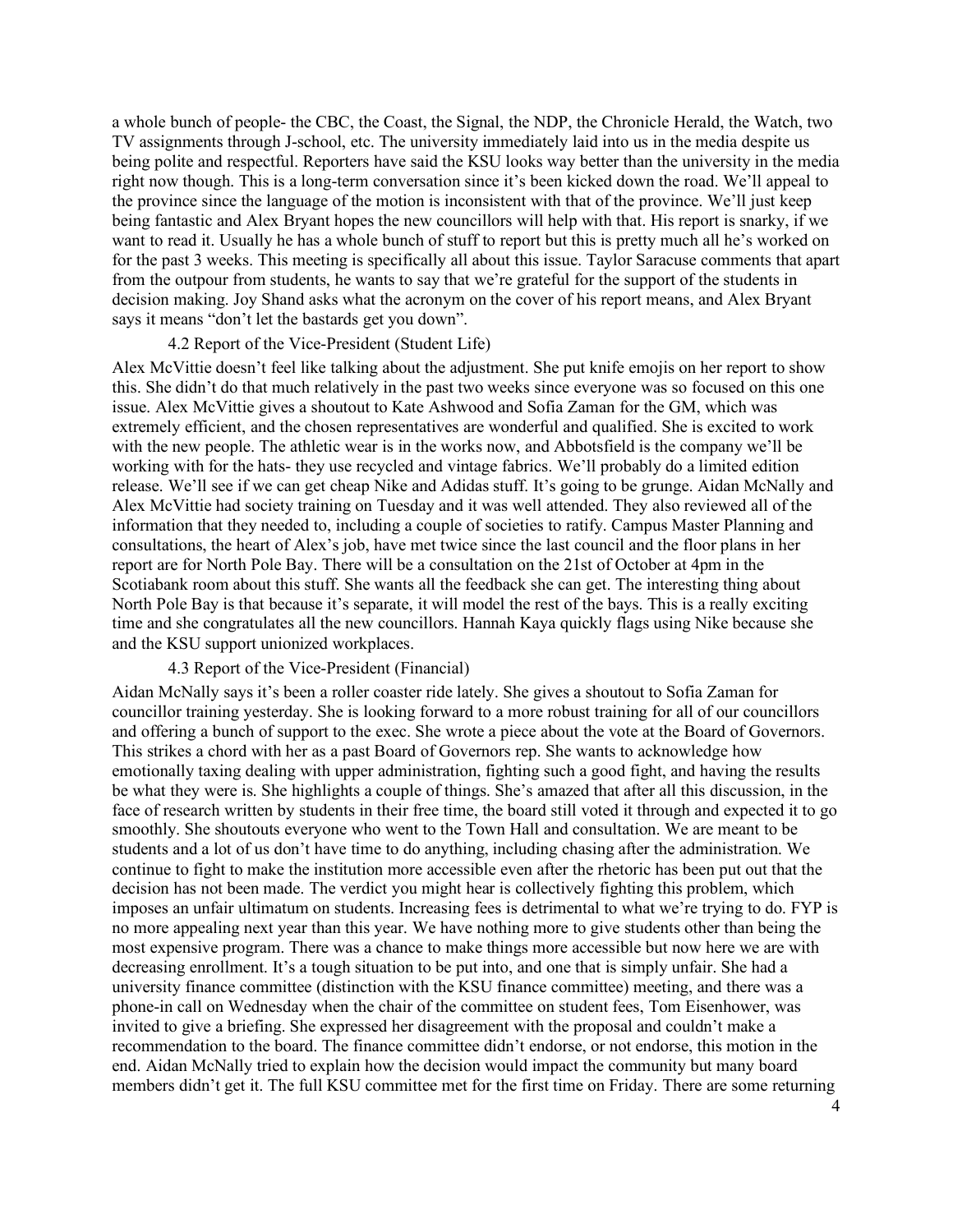a whole bunch of people- the CBC, the Coast, the Signal, the NDP, the Chronicle Herald, the Watch, two TV assignments through J-school, etc. The university immediately laid into us in the media despite us being polite and respectful. Reporters have said the KSU looks way better than the university in the media right now though. This is a long-term conversation since it's been kicked down the road. We'll appeal to the province since the language of the motion is inconsistent with that of the province. We'll just keep being fantastic and Alex Bryant hopes the new councillors will help with that. His report is snarky, if we want to read it. Usually he has a whole bunch of stuff to report but this is pretty much all he's worked on for the past 3 weeks. This meeting is specifically all about this issue. Taylor Saracuse comments that apart from the outpour from students, he wants to say that we're grateful for the support of the students in decision making. Joy Shand asks what the acronym on the cover of his report means, and Alex Bryant says it means "don't let the bastards get you down".

### 4.2 Report of the Vice-President (Student Life)

Alex McVittie doesn't feel like talking about the adjustment. She put knife emojis on her report to show this. She didn't do that much relatively in the past two weeks since everyone was so focused on this one issue. Alex McVittie gives a shoutout to Kate Ashwood and Sofia Zaman for the GM, which was extremely efficient, and the chosen representatives are wonderful and qualified. She is excited to work with the new people. The athletic wear is in the works now, and Abbotsfield is the company we'll be working with for the hats- they use recycled and vintage fabrics. We'll probably do a limited edition release. We'll see if we can get cheap Nike and Adidas stuff. It's going to be grunge. Aidan McNally and Alex McVittie had society training on Tuesday and it was well attended. They also reviewed all of the information that they needed to, including a couple of societies to ratify. Campus Master Planning and consultations, the heart of Alex's job, have met twice since the last council and the floor plans in her report are for North Pole Bay. There will be a consultation on the 21st of October at 4pm in the Scotiabank room about this stuff. She wants all the feedback she can get. The interesting thing about North Pole Bay is that because it's separate, it will model the rest of the bays. This is a really exciting time and she congratulates all the new councillors. Hannah Kaya quickly flags using Nike because she and the KSU support unionized workplaces.

### 4.3 Report of the Vice-President (Financial)

Aidan McNally says it's been a roller coaster ride lately. She gives a shoutout to Sofia Zaman for councillor training yesterday. She is looking forward to a more robust training for all of our councillors and offering a bunch of support to the exec. She wrote a piece about the vote at the Board of Governors. This strikes a chord with her as a past Board of Governors rep. She wants to acknowledge how emotionally taxing dealing with upper administration, fighting such a good fight, and having the results be what they were is. She highlights a couple of things. She's amazed that after all this discussion, in the face of research written by students in their free time, the board still voted it through and expected it to go smoothly. She shoutouts everyone who went to the Town Hall and consultation. We are meant to be students and a lot of us don't have time to do anything, including chasing after the administration. We continue to fight to make the institution more accessible even after the rhetoric has been put out that the decision has not been made. The verdict you might hear is collectively fighting this problem, which imposes an unfair ultimatum on students. Increasing fees is detrimental to what we're trying to do. FYP is no more appealing next year than this year. We have nothing more to give students other than being the most expensive program. There was a chance to make things more accessible but now here we are with decreasing enrollment. It's a tough situation to be put into, and one that is simply unfair. She had a university finance committee (distinction with the KSU finance committee) meeting, and there was a phone-in call on Wednesday when the chair of the committee on student fees, Tom Eisenhower, was invited to give a briefing. She expressed her disagreement with the proposal and couldn't make a recommendation to the board. The finance committee didn't endorse, or not endorse, this motion in the end. Aidan McNally tried to explain how the decision would impact the community but many board members didn't get it. The full KSU committee met for the first time on Friday. There are some returning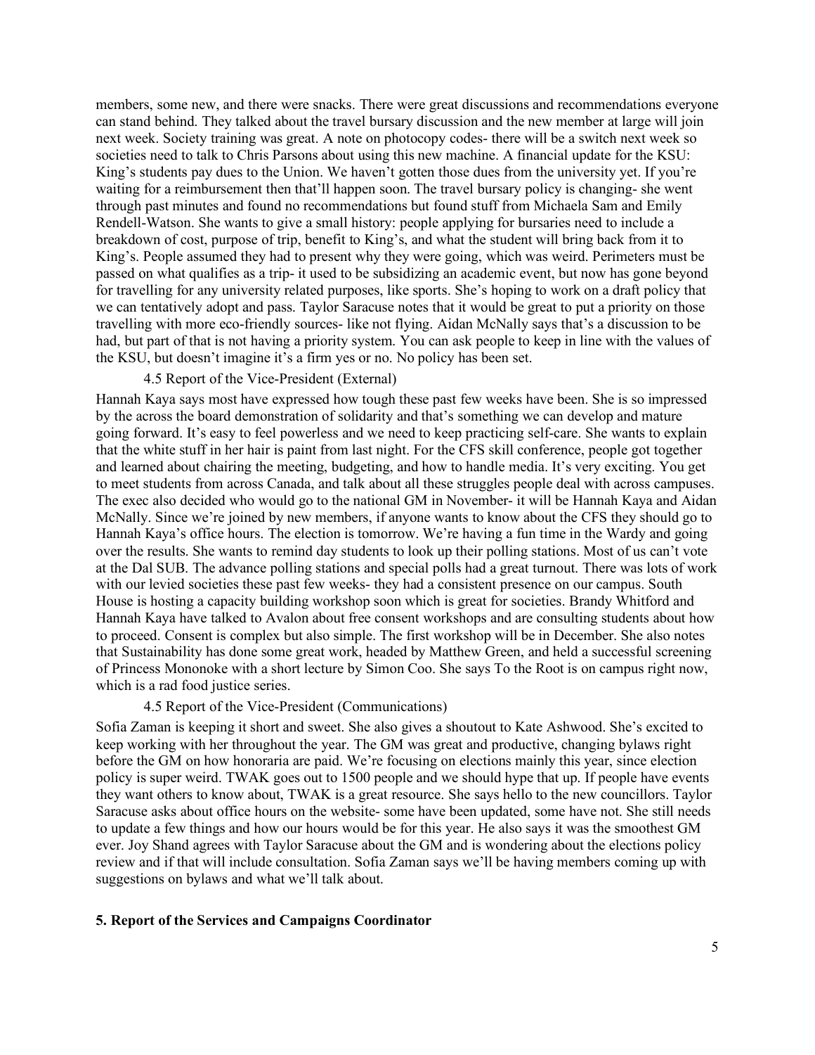members, some new, and there were snacks. There were great discussions and recommendations everyone can stand behind. They talked about the travel bursary discussion and the new member at large will join next week. Society training was great. A note on photocopy codes- there will be a switch next week so societies need to talk to Chris Parsons about using this new machine. A financial update for the KSU: King's students pay dues to the Union. We haven't gotten those dues from the university yet. If you're waiting for a reimbursement then that'll happen soon. The travel bursary policy is changing- she went through past minutes and found no recommendations but found stuff from Michaela Sam and Emily Rendell-Watson. She wants to give a small history: people applying for bursaries need to include a breakdown of cost, purpose of trip, benefit to King's, and what the student will bring back from it to King's. People assumed they had to present why they were going, which was weird. Perimeters must be passed on what qualifies as a trip- it used to be subsidizing an academic event, but now has gone beyond for travelling for any university related purposes, like sports. She's hoping to work on a draft policy that we can tentatively adopt and pass. Taylor Saracuse notes that it would be great to put a priority on those travelling with more eco-friendly sources- like not flying. Aidan McNally says that's a discussion to be had, but part of that is not having a priority system. You can ask people to keep in line with the values of the KSU, but doesn't imagine it's a firm yes or no. No policy has been set.

4.5 Report of the Vice-President (External)

Hannah Kaya says most have expressed how tough these past few weeks have been. She is so impressed by the across the board demonstration of solidarity and that's something we can develop and mature going forward. It's easy to feel powerless and we need to keep practicing self-care. She wants to explain that the white stuff in her hair is paint from last night. For the CFS skill conference, people got together and learned about chairing the meeting, budgeting, and how to handle media. It's very exciting. You get to meet students from across Canada, and talk about all these struggles people deal with across campuses. The exec also decided who would go to the national GM in November- it will be Hannah Kaya and Aidan McNally. Since we're joined by new members, if anyone wants to know about the CFS they should go to Hannah Kaya's office hours. The election is tomorrow. We're having a fun time in the Wardy and going over the results. She wants to remind day students to look up their polling stations. Most of us can't vote at the Dal SUB. The advance polling stations and special polls had a great turnout. There was lots of work with our levied societies these past few weeks- they had a consistent presence on our campus. South House is hosting a capacity building workshop soon which is great for societies. Brandy Whitford and Hannah Kaya have talked to Avalon about free consent workshops and are consulting students about how to proceed. Consent is complex but also simple. The first workshop will be in December. She also notes that Sustainability has done some great work, headed by Matthew Green, and held a successful screening of Princess Mononoke with a short lecture by Simon Coo. She says To the Root is on campus right now, which is a rad food justice series.

4.5 Report of the Vice-President (Communications)

Sofia Zaman is keeping it short and sweet. She also gives a shoutout to Kate Ashwood. She's excited to keep working with her throughout the year. The GM was great and productive, changing bylaws right before the GM on how honoraria are paid. We're focusing on elections mainly this year, since election policy is super weird. TWAK goes out to 1500 people and we should hype that up. If people have events they want others to know about, TWAK is a great resource. She says hello to the new councillors. Taylor Saracuse asks about office hours on the website- some have been updated, some have not. She still needs to update a few things and how our hours would be for this year. He also says it was the smoothest GM ever. Joy Shand agrees with Taylor Saracuse about the GM and is wondering about the elections policy review and if that will include consultation. Sofia Zaman says we'll be having members coming up with suggestions on bylaws and what we'll talk about.

**5. Report of the Services and Campaigns Coordinator**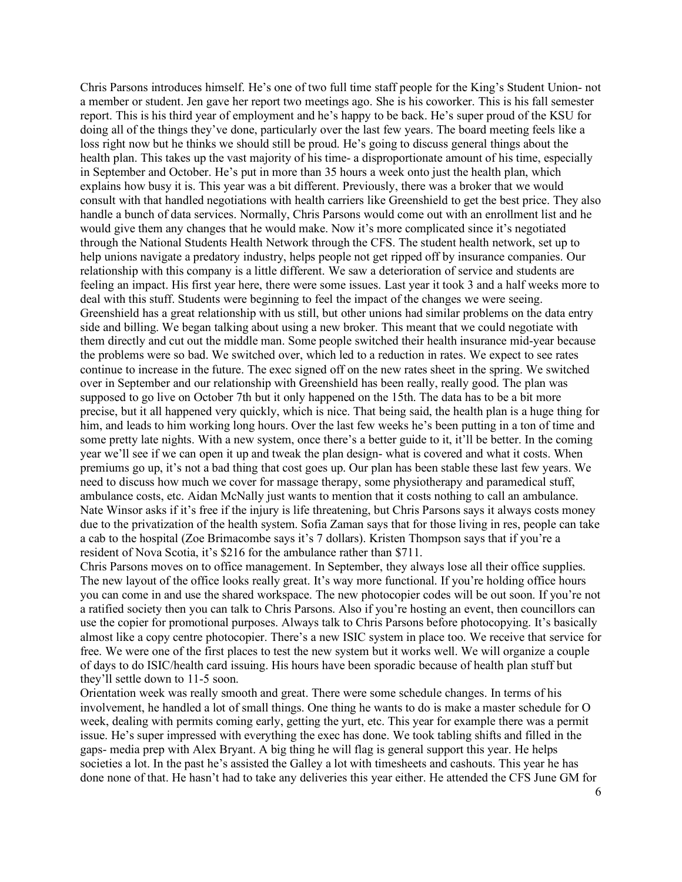Chris Parsons introduces himself. He's one of two full time staff people for the King's Student Union- not a member or student. Jen gave her report two meetings ago. She is his coworker. This is his fall semester report. This is his third year of employment and he's happy to be back. He's super proud of the KSU for doing all of the things they've done, particularly over the last few years. The board meeting feels like a loss right now but he thinks we should still be proud. He's going to discuss general things about the health plan. This takes up the vast majority of his time- a disproportionate amount of his time, especially in September and October. He's put in more than 35 hours a week onto just the health plan, which explains how busy it is. This year was a bit different. Previously, there was a broker that we would consult with that handled negotiations with health carriers like Greenshield to get the best price. They also handle a bunch of data services. Normally, Chris Parsons would come out with an enrollment list and he would give them any changes that he would make. Now it's more complicated since it's negotiated through the National Students Health Network through the CFS. The student health network, set up to help unions navigate a predatory industry, helps people not get ripped off by insurance companies. Our relationship with this company is a little different. We saw a deterioration of service and students are feeling an impact. His first year here, there were some issues. Last year it took 3 and a half weeks more to deal with this stuff. Students were beginning to feel the impact of the changes we were seeing. Greenshield has a great relationship with us still, but other unions had similar problems on the data entry side and billing. We began talking about using a new broker. This meant that we could negotiate with them directly and cut out the middle man. Some people switched their health insurance mid-year because the problems were so bad. We switched over, which led to a reduction in rates. We expect to see rates continue to increase in the future. The exec signed off on the new rates sheet in the spring. We switched over in September and our relationship with Greenshield has been really, really good. The plan was supposed to go live on October 7th but it only happened on the 15th. The data has to be a bit more precise, but it all happened very quickly, which is nice. That being said, the health plan is a huge thing for him, and leads to him working long hours. Over the last few weeks he's been putting in a ton of time and some pretty late nights. With a new system, once there's a better guide to it, it'll be better. In the coming year we'll see if we can open it up and tweak the plan design- what is covered and what it costs. When premiums go up, it's not a bad thing that cost goes up. Our plan has been stable these last few years. We need to discuss how much we cover for massage therapy, some physiotherapy and paramedical stuff, ambulance costs, etc. Aidan McNally just wants to mention that it costs nothing to call an ambulance. Nate Winsor asks if it's free if the injury is life threatening, but Chris Parsons says it always costs money due to the privatization of the health system. Sofia Zaman says that for those living in res, people can take a cab to the hospital (Zoe Brimacombe says it's 7 dollars). Kristen Thompson says that if you're a resident of Nova Scotia, it's $216 for the ambulance rather than $711.

Chris Parsons moves on to office management. In September, they always lose all their office supplies. The new layout of the office looks really great. It's way more functional. If you're holding office hours you can come in and use the shared workspace. The new photocopier codes will be out soon. If you're not a ratified society then you can talk to Chris Parsons. Also if you're hosting an event, then councillors can use the copier for promotional purposes. Always talk to Chris Parsons before photocopying. It's basically almost like a copy centre photocopier. There's a new ISIC system in place too. We receive that service for free. We were one of the first places to test the new system but it works well. We will organize a couple of days to do ISIC/health card issuing. His hours have been sporadic because of health plan stuff but they'll settle down to 11-5 soon.

Orientation week was really smooth and great. There were some schedule changes. In terms of his involvement, he handled a lot of small things. One thing he wants to do is make a master schedule for O week, dealing with permits coming early, getting the yurt, etc. This year for example there was a permit issue. He's super impressed with everything the exec has done. We took tabling shifts and filled in the gaps- media prep with Alex Bryant. A big thing he will flag is general support this year. He helps societies a lot. In the past he's assisted the Galley a lot with timesheets and cashouts. This year he has done none of that. He hasn't had to take any deliveries this year either. He attended the CFS June GM for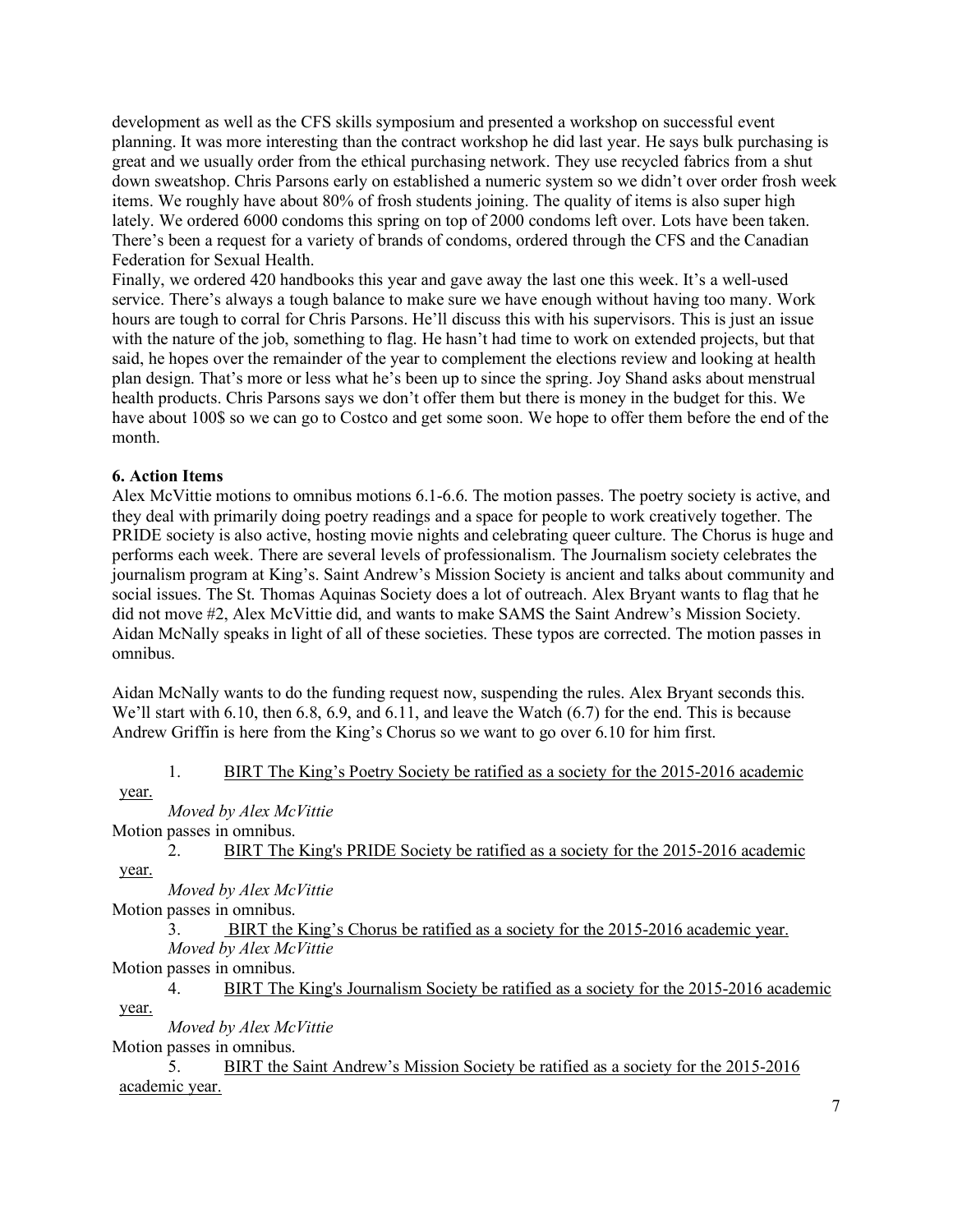development as well as the CFS skills symposium and presented a workshop on successful event planning. It was more interesting than the contract workshop he did last year. He says bulk purchasing is great and we usually order from the ethical purchasing network. They use recycled fabrics from a shut down sweatshop. Chris Parsons early on established a numeric system so we didn't over order frosh week items. We roughly have about 80% of frosh students joining. The quality of items is also super high lately. We ordered 6000 condoms this spring on top of 2000 condoms left over. Lots have been taken. There's been a request for a variety of brands of condoms, ordered through the CFS and the Canadian Federation for Sexual Health.

Finally, we ordered 420 handbooks this year and gave away the last one this week. It's a well-used service. There's always a tough balance to make sure we have enough without having too many. Work hours are tough to corral for Chris Parsons. He'll discuss this with his supervisors. This is just an issue with the nature of the job, something to flag. He hasn't had time to work on extended projects, but that said, he hopes over the remainder of the year to complement the elections review and looking at health plan design. That's more or less what he's been up to since the spring. Joy Shand asks about menstrual health products. Chris Parsons says we don't offer them but there is money in the budget for this. We have about 100$ so we can go to Costco and get some soon. We hope to offer them before the end of the month.

### 6. Action Items

Alex McVittie motions to omnibus motions 6.1-6.6. The motion passes. The poetry society is active, and they deal with primarily doing poetry readings and a space for people to work creatively together. The PRIDE society is also active, hosting movie nights and celebrating queer culture. The Chorus is huge and performs each week. There are several levels of professionalism. The Journalism society celebrates the journalism program at King's. Saint Andrew's Mission Society is ancient and talks about community and social issues. The St. Thomas Aquinas Society does a lot of outreach. Alex Bryant wants to flag that he did not move #2, Alex McVittie did, and wants to make SAMS the Saint Andrew's Mission Society. Aidan McNally speaks in light of all of these societies. These typos are corrected. The motion passes in omnibus.

Aidan McNally wants to do the funding request now, suspending the rules. Alex Bryant seconds this. We'll start with 6.10, then 6.8, 6.9, and 6.11, and leave the Watch (6.7) for the end. This is because Andrew Griffin is here from the King's Chorus so we want to go over 6.10 for him first.

1. <u>BIRT The King's Poetry Society be ratified as a society for the 2015-2016 academic year.</u>
   *Moved by Alex McVittie*

Motion passes in omnibus.

2. <u>BIRT The King's PRIDE Society be ratified as a society for the 2015-2016 academic year.</u>
   *Moved by Alex McVittie*

Motion passes in omnibus.

3. <u>BIRT the King's Chorus be ratified as a society for the 2015-2016 academic year.</u>
   *Moved by Alex McVittie*

Motion passes in omnibus.

4. <u>BIRT The King's Journalism Society be ratified as a society for the 2015-2016 academic year.</u>
   *Moved by Alex McVittie*

Motion passes in omnibus.

5. <u>BIRT the Saint Andrew's Mission Society be ratified as a society for the 2015-2016 academic year.</u>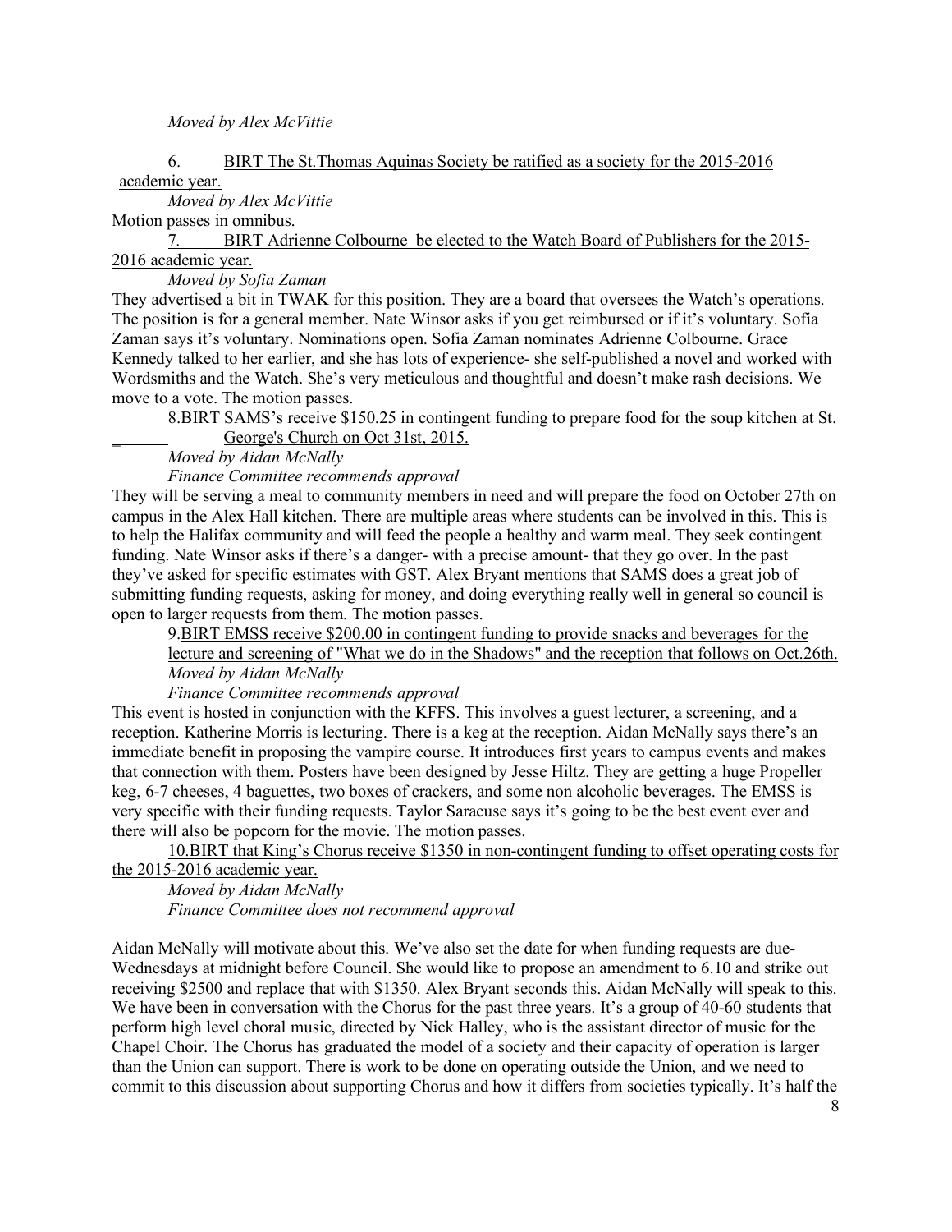*Moved by Alex McVittie*

6. <u>BIRT The St.Thomas Aquinas Society be ratified as a society for the 2015-2016 academic year.</u>

*Moved by Alex McVittie*

Motion passes in omnibus.

7. <u>BIRT Adrienne Colbourne be elected to the Watch Board of Publishers for the 2015-2016 academic year.</u>

*Moved by Sofia Zaman*

They advertised a bit in TWAK for this position. They are a board that oversees the Watch's operations. The position is for a general member. Nate Winsor asks if you get reimbursed or if it's voluntary. Sofia Zaman says it's voluntary. Nominations open. Sofia Zaman nominates Adrienne Colbourne. Grace Kennedy talked to her earlier, and she has lots of experience- she self-published a novel and worked with Wordsmiths and the Watch. She's very meticulous and thoughtful and doesn't make rash decisions. We move to a vote. The motion passes.

8. <u>BIRT SAMS's receive $150.25 in contingent funding to prepare food for the soup kitchen at St. George's Church on Oct 31st, 2015.</u>

*Moved by Aidan McNally*

*Finance Committee recommends approval*

They will be serving a meal to community members in need and will prepare the food on October 27th on campus in the Alex Hall kitchen. There are multiple areas where students can be involved in this. This is to help the Halifax community and will feed the people a healthy and warm meal. They seek contingent funding. Nate Winsor asks if there's a danger- with a precise amount- that they go over. In the past they've asked for specific estimates with GST. Alex Bryant mentions that SAMS does a great job of submitting funding requests, asking for money, and doing everything really well in general so council is open to larger requests from them. The motion passes.

9. <u>BIRT EMSS receive $200.00 in contingent funding to provide snacks and beverages for the lecture and screening of "What we do in the Shadows" and the reception that follows on Oct.26th.</u>

*Moved by Aidan McNally*

*Finance Committee recommends approval*

This event is hosted in conjunction with the KFFS. This involves a guest lecturer, a screening, and a reception. Katherine Morris is lecturing. There is a keg at the reception. Aidan McNally says there's an immediate benefit in proposing the vampire course. It introduces first years to campus events and makes that connection with them. Posters have been designed by Jesse Hiltz. They are getting a huge Propeller keg, 6-7 cheeses, 4 baguettes, two boxes of crackers, and some non alcoholic beverages. The EMSS is very specific with their funding requests. Taylor Saracuse says it's going to be the best event ever and there will also be popcorn for the movie. The motion passes.

10. <u>BIRT that King's Chorus receive $1350 in non-contingent funding to offset operating costs for the 2015-2016 academic year.</u>

*Moved by Aidan McNally*

*Finance Committee does not recommend approval*

Aidan McNally will motivate about this. We've also set the date for when funding requests are due- Wednesdays at midnight before Council. She would like to propose an amendment to 6.10 and strike out receiving $2500 and replace that with $1350. Alex Bryant seconds this. Aidan McNally will speak to this. We have been in conversation with the Chorus for the past three years. It's a group of 40-60 students that perform high level choral music, directed by Nick Halley, who is the assistant director of music for the Chapel Choir. The Chorus has graduated the model of a society and their capacity of operation is larger than the Union can support. There is work to be done on operating outside the Union, and we need to commit to this discussion about supporting Chorus and how it differs from societies typically. It's half the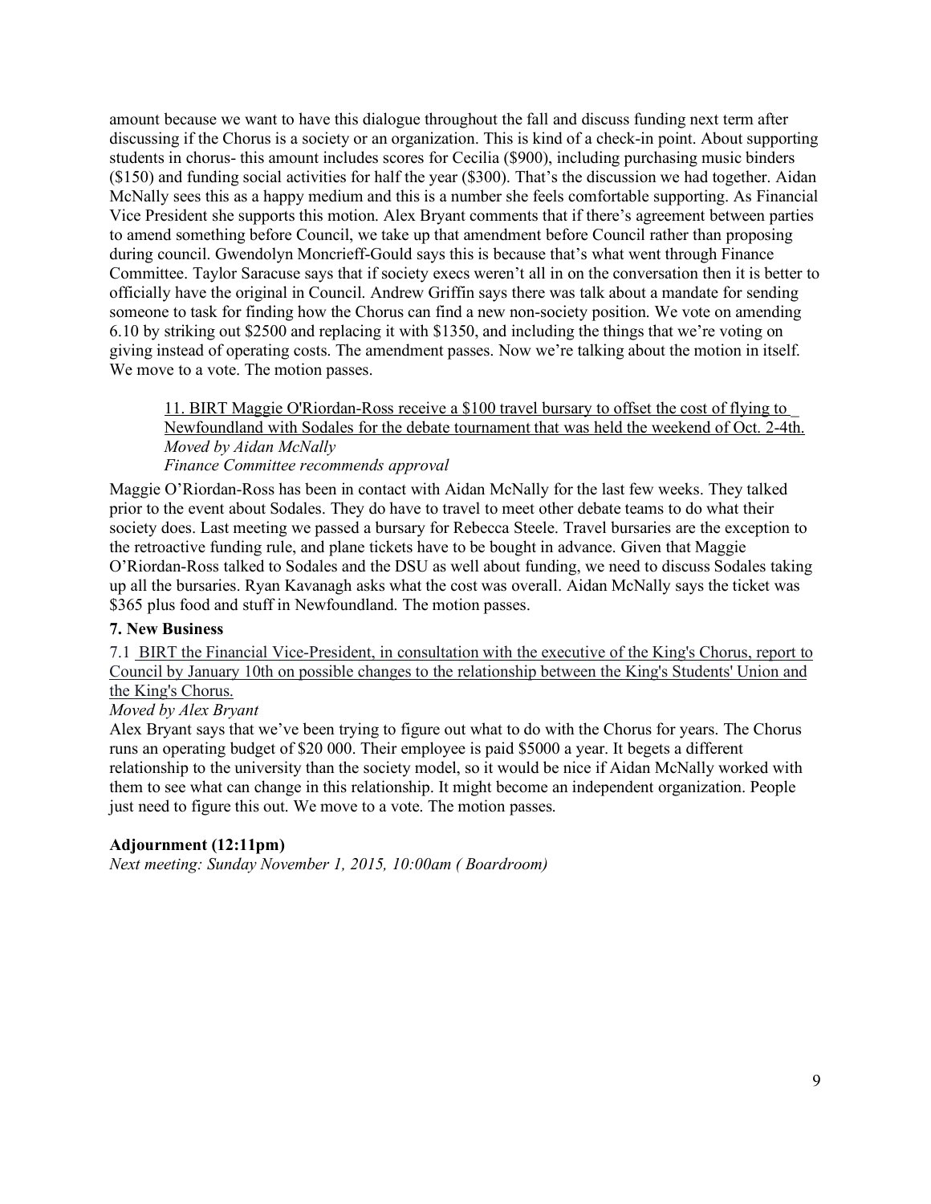amount because we want to have this dialogue throughout the fall and discuss funding next term after discussing if the Chorus is a society or an organization. This is kind of a check-in point. About supporting students in chorus- this amount includes scores for Cecilia ($900), including purchasing music binders ($150) and funding social activities for half the year ($300). That's the discussion we had together. Aidan McNally sees this as a happy medium and this is a number she feels comfortable supporting. As Financial Vice President she supports this motion. Alex Bryant comments that if there's agreement between parties to amend something before Council, we take up that amendment before Council rather than proposing during council. Gwendolyn Moncrieff-Gould says this is because that's what went through Finance Committee. Taylor Saracuse says that if society execs weren't all in on the conversation then it is better to officially have the original in Council. Andrew Griffin says there was talk about a mandate for sending someone to task for finding how the Chorus can find a new non-society position. We vote on amending 6.10 by striking out $2500 and replacing it with $1350, and including the things that we're voting on giving instead of operating costs. The amendment passes. Now we're talking about the motion in itself. We move to a vote. The motion passes.

> 11. BIRT Maggie O'Riordan-Ross receive a $100 travel bursary to offset the cost of flying to Newfoundland with Sodales for the debate tournament that was held the weekend of Oct. 2-4th.
> *Moved by Aidan McNally*
> *Finance Committee recommends approval*

Maggie O'Riordan-Ross has been in contact with Aidan McNally for the last few weeks. They talked prior to the event about Sodales. They do have to travel to meet other debate teams to do what their society does. Last meeting we passed a bursary for Rebecca Steele. Travel bursaries are the exception to the retroactive funding rule, and plane tickets have to be bought in advance. Given that Maggie O'Riordan-Ross talked to Sodales and the DSU as well about funding, we need to discuss Sodales taking up all the bursaries. Ryan Kavanagh asks what the cost was overall. Aidan McNally says the ticket was $365 plus food and stuff in Newfoundland. The motion passes.

**7. New Business**

7.1 BIRT the Financial Vice-President, in consultation with the executive of the King's Chorus, report to Council by January 10th on possible changes to the relationship between the King's Students' Union and the King's Chorus.

*Moved by Alex Bryant*

Alex Bryant says that we've been trying to figure out what to do with the Chorus for years. The Chorus runs an operating budget of $20 000. Their employee is paid $5000 a year. It begets a different relationship to the university than the society model, so it would be nice if Aidan McNally worked with them to see what can change in this relationship. It might become an independent organization. People just need to figure this out. We move to a vote. The motion passes.

**Adjournment (12:11pm)**

*Next meeting: Sunday November 1, 2015, 10:00am ( Boardroom)*